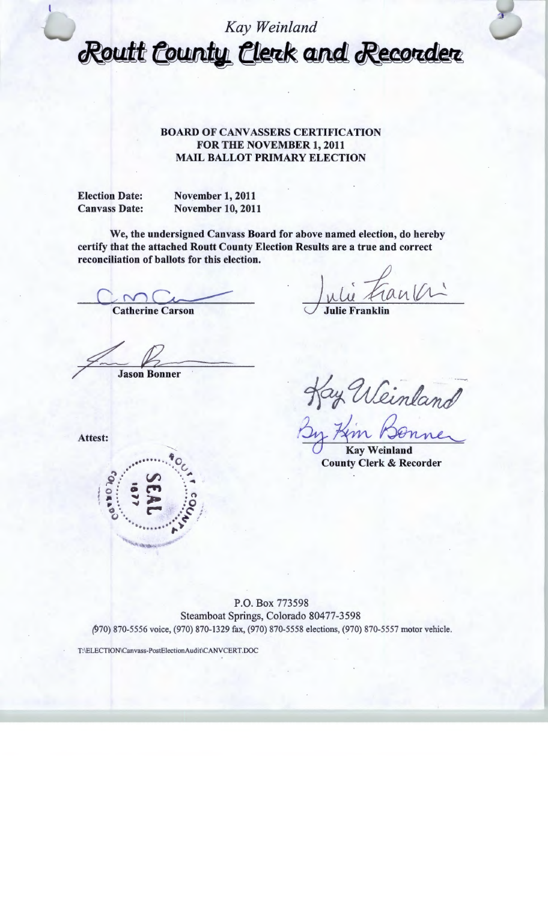*Kay Weinland*

# Routt County Clerk and Recorder

**BOARD OF CANVASSERS CERTIFICATION**
**FOR THE NOVEMBER 1, 2011**
**MAIL BALLOT PRIMARY ELECTION**

**Election Date:** **November 1, 2011**
**Canvass Date:** **November 10, 2011**

**We, the undersigned Canvass Board for above named election, do hereby certify that the attached Routt County Election Results are a true and correct reconciliation of ballots for this election.**

**Catherine Carson**

**Julie Franklin**

**Jason Bonner**

Attest:

SEAL 1877 ROUTT COUNTY COLORADO

Kay Weinland
By Kim Bonner

**Kay Weinland**
**County Clerk & Recorder**

P.O. Box 773598
Steamboat Springs, Colorado 80477-3598
(970) 870-5556 voice, (970) 870-1329 fax, (970) 870-5558 elections, (970) 870-5557 motor vehicle.

T:\ELECTION\Canvass-PostElectionAudit\CANVCERT.DOC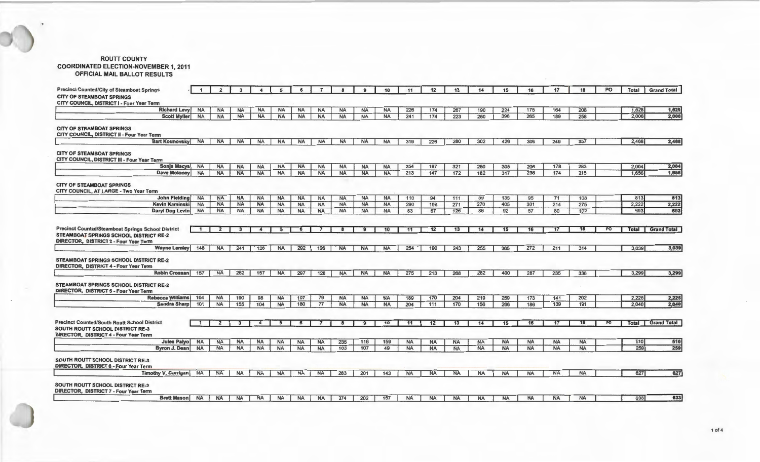# ROUTT COUNTY
## COORDINATED ELECTION-NOVEMBER 1, 2011
## OFFICIAL MAIL BALLOT RESULTS

| Precinct Counted/City of Steamboat Springs | 1 | 2 | 3 | 4 | 5 | 6 | 7 | 8 | 9 | 10 | 11 | 12 | 13 | 14 | 15 | 16 | 17 | 18 | PO | Total | Grand Total |
|---|---|---|---|---|---|---|---|---|---|---|---|---|---|---|---|---|---|---|---|---|---|
| **CITY OF STEAMBOAT SPRINGS** | | | | | | | | | | | | | | | | | | | | | |
| **CITY COUNCIL, DISTRICT I - Four Year Term** | | | | | | | | | | | | | | | | | | | | | |
| Richard Levy | NA | NA | NA | NA | NA | NA | NA | NA | NA | NA | 226 | 174 | 267 | 190 | 224 | 175 | 164 | 208 | | 1,628 | 1,628 |
| Scott Myller | NA | NA | NA | NA | NA | NA | NA | NA | NA | NA | 241 | 174 | 223 | 260 | 396 | 265 | 189 | 258 | | 2,006 | 2,006 |
| **CITY OF STEAMBOAT SPRINGS** | | | | | | | | | | | | | | | | | | | | | |
| **CITY COUNCIL, DISTRICT II - Four Year Term** | | | | | | | | | | | | | | | | | | | | | |
| Bart Kounovsky | NA | NA | NA | NA | NA | NA | NA | NA | NA | NA | 319 | 226 | 280 | 302 | 426 | 309 | 249 | 357 | | 2,468 | 2,468 |
| **CITY OF STEAMBOAT SPRINGS** | | | | | | | | | | | | | | | | | | | | | |
| **CITY COUNCIL, DISTRICT III - Four Year Term** | | | | | | | | | | | | | | | | | | | | | |
| Sonja Macys | NA | NA | NA | NA | NA | NA | NA | NA | NA | NA | 254 | 197 | 321 | 260 | 305 | 206 | 178 | 283 | | 2,004 | 2,004 |
| Dave Moloney | NA | NA | NA | NA | NA | NA | NA | NA | NA | NA | 213 | 147 | 172 | 182 | 317 | 236 | 174 | 215 | | 1,656 | 1,656 |
| **CITY OF STEAMBOAT SPRINGS** | | | | | | | | | | | | | | | | | | | | | |
| **CITY COUNCIL, AT LARGE - Two Year Term** | | | | | | | | | | | | | | | | | | | | | |
| John Fielding | NA | NA | NA | NA | NA | NA | NA | NA | NA | NA | 110 | 94 | 111 | 89 | 135 | 95 | 71 | 108 | | 813 | 813 |
| Kevin Kaminski | NA | NA | NA | NA | NA | NA | NA | NA | NA | NA | 290 | 196 | 271 | 270 | 405 | 301 | 214 | 275 | | 2,222 | 2,222 |
| Daryl Dog Levin | NA | NA | NA | NA | NA | NA | NA | NA | NA | NA | 83 | 67 | 126 | 86 | 92 | 57 | 80 | 102 | | 693 | 693 |

| Precinct Counted/Steamboat Springs School District | 1 | 2 | 3 | 4 | 5 | 6 | 7 | 8 | 9 | 10 | 11 | 12 | 13 | 14 | 15 | 16 | 17 | 18 | PO | Total | Grand Total |
|---|---|---|---|---|---|---|---|---|---|---|---|---|---|---|---|---|---|---|---|---|---|
| **STEAMBOAT SPRINGS SCHOOL DISTRICT RE-2** | | | | | | | | | | | | | | | | | | | | | |
| **DIRECTOR, DISTRICT 2 - Four Year Term** | | | | | | | | | | | | | | | | | | | | | |
| Wayne Lemley | 148 | NA | 241 | 126 | NA | 292 | 126 | NA | NA | NA | 254 | 190 | 243 | 255 | 365 | 272 | 211 | 314 | | 3,039 | 3,039 |
| **STEAMBOAT SPRINGS SCHOOL DISTRICT RE-2** | | | | | | | | | | | | | | | | | | | | | |
| **DIRECTOR, DISTRICT 4 - Four Year Term** | | | | | | | | | | | | | | | | | | | | | |
| Robin Crossan | 157 | NA | 262 | 157 | NA | 297 | 128 | NA | NA | NA | 275 | 213 | 268 | 282 | 400 | 287 | 235 | 338 | | 3,299 | 3,299 |
| **STEAMBOAT SPRINGS SCHOOL DISTRICT RE-2** | | | | | | | | | | | | | | | | | | | | | |
| **DIRECTOR, DISTRICT 5 - Four Year Term** | | | | | | | | | | | | | | | | | | | | | |
| Rebecca Williams | 104 | NA | 190 | 98 | NA | 197 | 79 | NA | NA | NA | 189 | 170 | 204 | 219 | 259 | 173 | 141 | 202 | | 2,225 | 2,225 |
| Sandra Sharp | 101 | NA | 155 | 104 | NA | 180 | 77 | NA | NA | NA | 204 | 111 | 170 | 156 | 266 | 186 | 139 | 191 | | 2,040 | 2,040 |

| Precinct Counted/South Routt School District | 1 | 2 | 3 | 4 | 5 | 6 | 7 | 8 | 9 | 10 | 11 | 12 | 13 | 14 | 15 | 16 | 17 | 18 | PO | Total | Grand Total |
|---|---|---|---|---|---|---|---|---|---|---|---|---|---|---|---|---|---|---|---|---|---|
| **SOUTH ROUTT SCHOOL DISTRICT RE-3** | | | | | | | | | | | | | | | | | | | | | |
| **DIRECTOR, DISTRICT 4 - Four Year Term** | | | | | | | | | | | | | | | | | | | | | |
| Jules Palyo | NA | NA | NA | NA | NA | NA | NA | 235 | 116 | 159 | NA | NA | NA | NA | NA | NA | NA | NA | | 510 | 510 |
| Byron J. Dean | NA | NA | NA | NA | NA | NA | NA | 103 | 107 | 49 | NA | NA | NA | NA | NA | NA | NA | NA | | 259 | 259 |
| **SOUTH ROUTT SCHOOL DISTRICT RE-3** | | | | | | | | | | | | | | | | | | | | | |
| **DIRECTOR, DISTRICT 6 - Four Year Term** | | | | | | | | | | | | | | | | | | | | | |
| Timothy V. Corrigan | NA | NA | NA | NA | NA | NA | NA | 283 | 201 | 143 | NA | NA | NA | NA | NA | NA | NA | NA | | 627 | 627 |
| **SOUTH ROUTT SCHOOL DISTRICT RE-3** | | | | | | | | | | | | | | | | | | | | | |
| **DIRECTOR, DISTRICT 7 - Four Year Term** | | | | | | | | | | | | | | | | | | | | | |
| Brett Mason | NA | NA | NA | NA | NA | NA | NA | 274 | 202 | 157 | NA | NA | NA | NA | NA | NA | NA | NA | | 633 | 633 |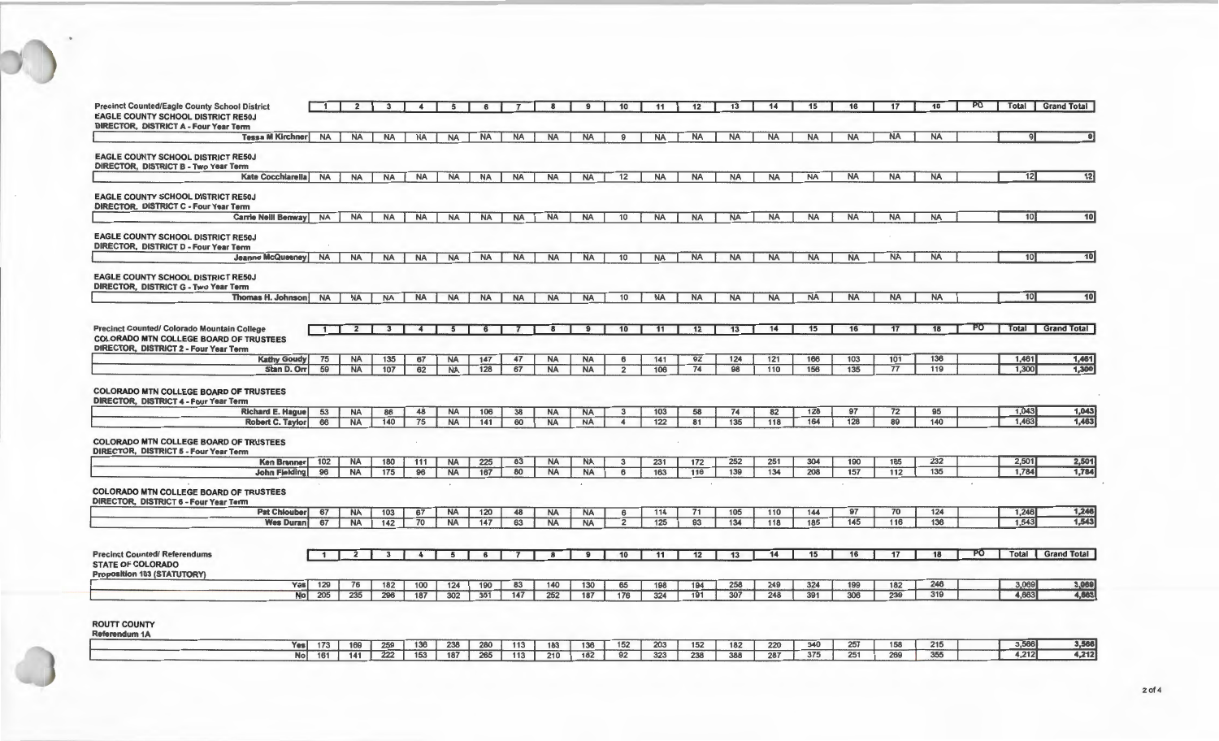| Precinct Counted/Eagle County School District | 1 | 2 | 3 | 4 | 5 | 6 | 7 | 8 | 9 | 10 | 11 | 12 | 13 | 14 | 15 | 16 | 17 | 18 | PO | Total | Grand Total |
|---|---|---|---|---|---|---|---|---|---|---|---|---|---|---|---|---|---|---|---|---|---|
| **EAGLE COUNTY SCHOOL DISTRICT RE50J** | | | | | | | | | | | | | | | | | | | | | |
| **DIRECTOR, DISTRICT A - Four Year Term** | | | | | | | | | | | | | | | | | | | | | |
| Tessa M Kirchner | NA | NA | NA | NA | NA | NA | NA | NA | NA | 9 | NA | NA | NA | NA | NA | NA | NA | NA | | 9 | 9 |
| **EAGLE COUNTY SCHOOL DISTRICT RE50J** | | | | | | | | | | | | | | | | | | | | | |
| **DIRECTOR, DISTRICT B - Two Year Term** | | | | | | | | | | | | | | | | | | | | | |
| Kate Cocchiarella | NA | NA | NA | NA | NA | NA | NA | NA | NA | 12 | NA | NA | NA | NA | NA | NA | NA | NA | | 12 | 12 |
| **EAGLE COUNTY SCHOOL DISTRICT RE50J** | | | | | | | | | | | | | | | | | | | | | |
| **DIRECTOR, DISTRICT C - Four Year Term** | | | | | | | | | | | | | | | | | | | | | |
| Carrie Neill Benway | NA | NA | NA | NA | NA | NA | NA | NA | NA | 10 | NA | NA | NA | NA | NA | NA | NA | NA | | 10 | 10 |
| **EAGLE COUNTY SCHOOL DISTRICT RE50J** | | | | | | | | | | | | | | | | | | | | | |
| **DIRECTOR, DISTRICT D - Four Year Term** | | | | | | | | | | | | | | | | | | | | | |
| Jeanne McQueeney | NA | NA | NA | NA | NA | NA | NA | NA | NA | 10 | NA | NA | NA | NA | NA | NA | NA | NA | | 10 | 10 |
| **EAGLE COUNTY SCHOOL DISTRICT RE50J** | | | | | | | | | | | | | | | | | | | | | |
| **DIRECTOR, DISTRICT G - Two Year Term** | | | | | | | | | | | | | | | | | | | | | |
| Thomas H. Johnson | NA | NA | NA | NA | NA | NA | NA | NA | NA | 10 | NA | NA | NA | NA | NA | NA | NA | NA | | 10 | 10 |

| Precinct Counted/ Colorado Mountain College | 1 | 2 | 3 | 4 | 5 | 6 | 7 | 8 | 9 | 10 | 11 | 12 | 13 | 14 | 15 | 16 | 17 | 18 | PO | Total | Grand Total |
|---|---|---|---|---|---|---|---|---|---|---|---|---|---|---|---|---|---|---|---|---|---|
| **COLORADO MTN COLLEGE BOARD OF TRUSTEES** | | | | | | | | | | | | | | | | | | | | | |
| **DIRECTOR, DISTRICT 2 - Four Year Term** | | | | | | | | | | | | | | | | | | | | | |
| Kathy Goudy | 75 | NA | 135 | 67 | NA | 147 | 47 | NA | NA | 6 | 141 | 92 | 124 | 121 | 166 | 103 | 101 | 136 | | 1,461 | 1,461 |
| Stan D. Orr | 59 | NA | 107 | 62 | NA | 128 | 67 | NA | NA | 2 | 106 | 74 | 98 | 110 | 156 | 135 | 77 | 119 | | 1,300 | 1,300 |
| **COLORADO MTN COLLEGE BOARD OF TRUSTEES** | | | | | | | | | | | | | | | | | | | | | |
| **DIRECTOR, DISTRICT 4 - Four Year Term** | | | | | | | | | | | | | | | | | | | | | |
| Richard E. Hague | 53 | NA | 86 | 48 | NA | 106 | 38 | NA | NA | 3 | 103 | 58 | 74 | 82 | 128 | 97 | 72 | 95 | | 1,043 | 1,043 |
| Robert C. Taylor | 66 | NA | 140 | 75 | NA | 141 | 60 | NA | NA | 4 | 122 | 81 | 135 | 118 | 164 | 128 | 89 | 140 | | 1,463 | 1,463 |
| **COLORADO MTN COLLEGE BOARD OF TRUSTEES** | | | | | | | | | | | | | | | | | | | | | |
| **DIRECTOR, DISTRICT 5 - Four Year Term** | | | | | | | | | | | | | | | | | | | | | |
| Ken Brenner | 102 | NA | 180 | 111 | NA | 225 | 83 | NA | NA | 3 | 231 | 172 | 252 | 251 | 304 | 190 | 185 | 232 | | 2,501 | 2,501 |
| John Fielding | 96 | NA | 175 | 96 | NA | 167 | 80 | NA | NA | 6 | 163 | 116 | 139 | 134 | 208 | 157 | 112 | 135 | | 1,784 | 1,784 |
| **COLORADO MTN COLLEGE BOARD OF TRUSTEES** | | | | | | | | | | | | | | | | | | | | | |
| **DIRECTOR, DISTRICT 6 - Four Year Term** | | | | | | | | | | | | | | | | | | | | | |
| Pat Chlouber | 67 | NA | 103 | 67 | NA | 120 | 48 | NA | NA | 6 | 114 | 71 | 105 | 110 | 144 | 97 | 70 | 124 | | 1,246 | 1,246 |
| Wes Duran | 67 | NA | 142 | 70 | NA | 147 | 63 | NA | NA | 2 | 125 | 93 | 134 | 118 | 185 | 145 | 116 | 136 | | 1,543 | 1,543 |

| Precinct Counted/ Referendums | 1 | 2 | 3 | 4 | 5 | 6 | 7 | 8 | 9 | 10 | 11 | 12 | 13 | 14 | 15 | 16 | 17 | 18 | PO | Total | Grand Total |
|---|---|---|---|---|---|---|---|---|---|---|---|---|---|---|---|---|---|---|---|---|---|
| **STATE OF COLORADO** | | | | | | | | | | | | | | | | | | | | | |
| **Proposition 103 (STATUTORY)** | | | | | | | | | | | | | | | | | | | | | |
| Yes | 129 | 76 | 182 | 100 | 124 | 190 | 83 | 140 | 130 | 65 | 198 | 194 | 258 | 249 | 324 | 199 | 182 | 246 | | 3,069 | 3,069 |
| No | 205 | 235 | 296 | 187 | 302 | 351 | 147 | 252 | 187 | 176 | 324 | 191 | 307 | 248 | 391 | 306 | 236 | 319 | | 4,663 | 4,663 |
| **ROUTT COUNTY** | | | | | | | | | | | | | | | | | | | | | |
| **Referendum 1A** | | | | | | | | | | | | | | | | | | | | | |
| Yes | 173 | 169 | 259 | 136 | 238 | 280 | 113 | 183 | 136 | 152 | 203 | 152 | 182 | 220 | 340 | 257 | 158 | 215 | | 3,566 | 3,566 |
| No | 161 | 141 | 222 | 153 | 187 | 265 | 113 | 210 | 182 | 92 | 323 | 238 | 388 | 287 | 375 | 251 | 269 | 355 | | 4,212 | 4,212 |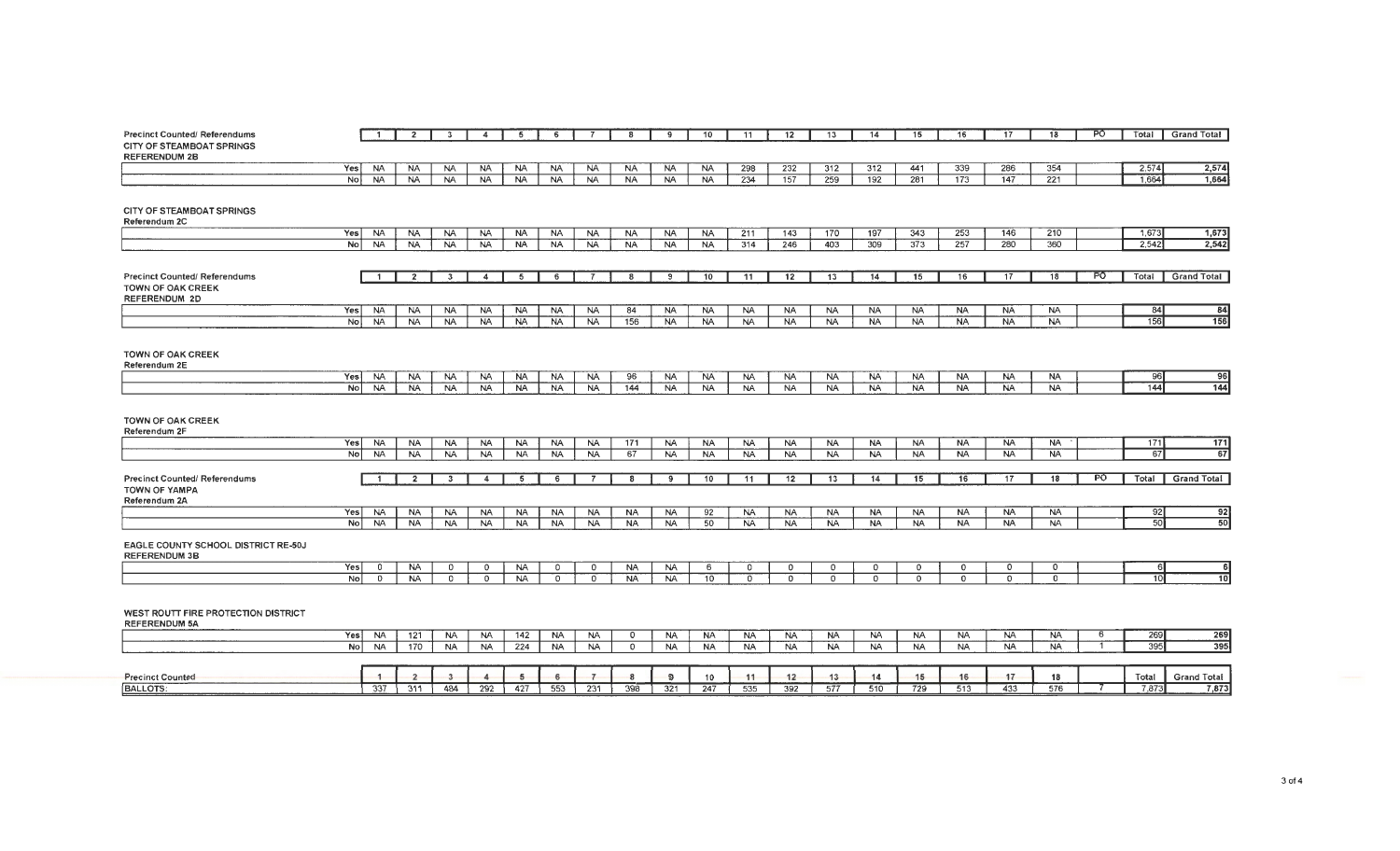| Precinct Counted/ Referendums | | 1 | 2 | 3 | 4 | 5 | 6 | 7 | 8 | 9 | 10 | 11 | 12 | 13 | 14 | 15 | 16 | 17 | 18 | PO | Total | Grand Total |
|---|---|---|---|---|---|---|---|---|---|---|---|---|---|---|---|---|---|---|---|---|---|---|
| **CITY OF STEAMBOAT SPRINGS** | | | | | | | | | | | | | | | | | | | | | | |
| **REFERENDUM 2B** | | | | | | | | | | | | | | | | | | | | | | |
| | Yes | NA | NA | NA | NA | NA | NA | NA | NA | NA | NA | 298 | 232 | 312 | 312 | 441 | 339 | 286 | 354 | | 2,574 | 2,574 |
| | No | NA | NA | NA | NA | NA | NA | NA | NA | NA | NA | 234 | 157 | 259 | 192 | 281 | 173 | 147 | 221 | | 1,664 | 1,664 |
| **CITY OF STEAMBOAT SPRINGS** | | | | | | | | | | | | | | | | | | | | | | |
| **Referendum 2C** | | | | | | | | | | | | | | | | | | | | | | |
| | Yes | NA | NA | NA | NA | NA | NA | NA | NA | NA | NA | 211 | 143 | 170 | 197 | 343 | 253 | 146 | 210 | | 1,673 | 1,673 |
| | No | NA | NA | NA | NA | NA | NA | NA | NA | NA | NA | 314 | 246 | 403 | 309 | 373 | 257 | 280 | 360 | | 2,542 | 2,542 |

| Precinct Counted/ Referendums | | 1 | 2 | 3 | 4 | 5 | 6 | 7 | 8 | 9 | 10 | 11 | 12 | 13 | 14 | 15 | 16 | 17 | 18 | PO | Total | Grand Total |
|---|---|---|---|---|---|---|---|---|---|---|---|---|---|---|---|---|---|---|---|---|---|---|
| **TOWN OF OAK CREEK** | | | | | | | | | | | | | | | | | | | | | | |
| **REFERENDUM 2D** | | | | | | | | | | | | | | | | | | | | | | |
| | Yes | NA | NA | NA | NA | NA | NA | NA | 84 | NA | NA | NA | NA | NA | NA | NA | NA | NA | NA | | 84 | 84 |
| | No | NA | NA | NA | NA | NA | NA | NA | 156 | NA | NA | NA | NA | NA | NA | NA | NA | NA | NA | | 156 | 156 |
| **TOWN OF OAK CREEK** | | | | | | | | | | | | | | | | | | | | | | |
| **Referendum 2E** | | | | | | | | | | | | | | | | | | | | | | |
| | Yes | NA | NA | NA | NA | NA | NA | NA | 96 | NA | NA | NA | NA | NA | NA | NA | NA | NA | NA | | 96 | 96 |
| | No | NA | NA | NA | NA | NA | NA | NA | 144 | NA | NA | NA | NA | NA | NA | NA | NA | NA | NA | | 144 | 144 |
| **TOWN OF OAK CREEK** | | | | | | | | | | | | | | | | | | | | | | |
| **Referendum 2F** | | | | | | | | | | | | | | | | | | | | | | |
| | Yes | NA | NA | NA | NA | NA | NA | NA | 171 | NA | NA | NA | NA | NA | NA | NA | NA | NA | NA | | 171 | 171 |
| | No | NA | NA | NA | NA | NA | NA | NA | 67 | NA | NA | NA | NA | NA | NA | NA | NA | NA | NA | | 67 | 67 |

| Precinct Counted/ Referendums | | 1 | 2 | 3 | 4 | 5 | 6 | 7 | 8 | 9 | 10 | 11 | 12 | 13 | 14 | 15 | 16 | 17 | 18 | PO | Total | Grand Total |
|---|---|---|---|---|---|---|---|---|---|---|---|---|---|---|---|---|---|---|---|---|---|---|
| **TOWN OF YAMPA** | | | | | | | | | | | | | | | | | | | | | | |
| **Referendum 2A** | | | | | | | | | | | | | | | | | | | | | | |
| | Yes | NA | NA | NA | NA | NA | NA | NA | NA | NA | 92 | NA | NA | NA | NA | NA | NA | NA | NA | | 92 | 92 |
| | No | NA | NA | NA | NA | NA | NA | NA | NA | NA | 50 | NA | NA | NA | NA | NA | NA | NA | NA | | 50 | 50 |
| **EAGLE COUNTY SCHOOL DISTRICT RE-50J** | | | | | | | | | | | | | | | | | | | | | | |
| **REFERENDUM 3B** | | | | | | | | | | | | | | | | | | | | | | |
| | Yes | 0 | NA | 0 | 0 | NA | 0 | 0 | NA | NA | 6 | 0 | 0 | 0 | 0 | 0 | 0 | 0 | 0 | | 6 | 6 |
| | No | 0 | NA | 0 | 0 | NA | 0 | 0 | NA | NA | 10 | 0 | 0 | 0 | 0 | 0 | 0 | 0 | 0 | | 10 | 10 |
| **WEST ROUTT FIRE PROTECTION DISTRICT** | | | | | | | | | | | | | | | | | | | | | | |
| **REFERENDUM 5A** | | | | | | | | | | | | | | | | | | | | | | |
| | Yes | NA | 121 | NA | NA | 142 | NA | NA | 0 | NA | NA | NA | NA | NA | NA | NA | NA | NA | NA | 6 | 269 | 269 |
| | No | NA | 170 | NA | NA | 224 | NA | NA | 0 | NA | NA | NA | NA | NA | NA | NA | NA | NA | NA | 1 | 395 | 395 |

| Precinct Counted | 1 | 2 | 3 | 4 | 5 | 6 | 7 | 8 | 9 | 10 | 11 | 12 | 13 | 14 | 15 | 16 | 17 | 18 | | Total | Grand Total |
|---|---|---|---|---|---|---|---|---|---|---|---|---|---|---|---|---|---|---|---|---|---|
| BALLOTS: | 337 | 311 | 484 | 292 | 427 | 553 | 231 | 398 | 321 | 247 | 535 | 392 | 577 | 510 | 729 | 513 | 433 | 576 | 7 | 7,873 | 7,873 |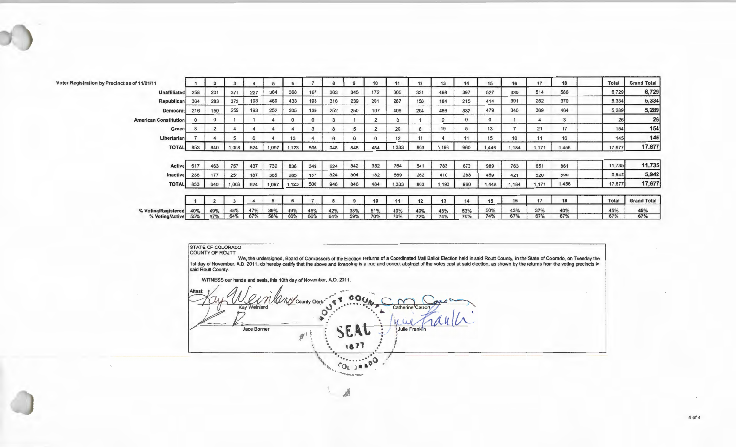| Voter Registration by Precinct as of 11/01/11 | 1 | 2 | 3 | 4 | 5 | 6 | 7 | 8 | 9 | 10 | 11 | 12 | 13 | 14 | 15 | 16 | 17 | 18 | | Total | Grand Total |
|---|---|---|---|---|---|---|---|---|---|---|---|---|---|---|---|---|---|---|---|---|---|
| Unaffiliated | 258 | 201 | 371 | 227 | 364 | 368 | 167 | 363 | 345 | 172 | 605 | 331 | 498 | 397 | 527 | 435 | 514 | 586 | | 6,729 | 6,729 |
| Republican | 364 | 283 | 372 | 193 | 469 | 433 | 193 | 316 | 239 | 201 | 287 | 158 | 184 | 215 | 414 | 391 | 252 | 370 | | 5,334 | 5,334 |
| Democrat | 216 | 150 | 255 | 193 | 252 | 305 | 139 | 252 | 250 | 107 | 406 | 294 | 486 | 332 | 479 | 340 | 369 | 464 | | 5,289 | 5,289 |
| American Constitution | 0 | 0 | 1 | 1 | 4 | 0 | 0 | 3 | 1 | 2 | 3 | 1 | 2 | 0 | 0 | 1 | 4 | 3 | | 26 | 26 |
| Green | 8 | 2 | 4 | 4 | 4 | 4 | 3 | 8 | 5 | 2 | 20 | 8 | 19 | 5 | 13 | 7 | 21 | 17 | | 154 | 154 |
| Libertarian | 7 | 4 | 5 | 6 | 4 | 13 | 4 | 6 | 6 | 0 | 12 | 11 | 4 | 11 | 15 | 10 | 11 | 16 | | 145 | 145 |
| TOTAL | 853 | 640 | 1,008 | 624 | 1,097 | 1,123 | 506 | 948 | 846 | 484 | 1,333 | 803 | 1,193 | 960 | 1,448 | 1,184 | 1,171 | 1,456 | | 17,677 | 17,677 |

| | | | | | | | | | | | | | | | | | | | | | |
|---|---|---|---|---|---|---|---|---|---|---|---|---|---|---|---|---|---|---|---|---|---|
| Active | 617 | 463 | 757 | 437 | 732 | 838 | 349 | 624 | 542 | 352 | 764 | 541 | 783 | 672 | 989 | 763 | 651 | 861 | | 11,735 | 11,735 |
| Inactive | 236 | 177 | 251 | 187 | 365 | 285 | 157 | 324 | 304 | 132 | 569 | 262 | 410 | 288 | 459 | 421 | 520 | 595 | | 5,942 | 5,942 |
| TOTAL | 853 | 640 | 1,008 | 624 | 1,097 | 1,123 | 506 | 948 | 846 | 484 | 1,333 | 803 | 1,193 | 960 | 1,448 | 1,184 | 1,171 | 1,456 | | 17,677 | 17,677 |

| | 1 | 2 | 3 | 4 | 5 | 6 | 7 | 8 | 9 | 10 | 11 | 12 | 13 | 14 | 15 | 16 | 17 | 18 | | Total | Grand Total |
|---|---|---|---|---|---|---|---|---|---|---|---|---|---|---|---|---|---|---|---|---|---|
| % Voting/Registered | 40% | 49% | 48% | 47% | 39% | 49% | 46% | 42% | 38% | 51% | 40% | 49% | 48% | 53% | 50% | 43% | 37% | 40% | | 45% | 45% |
| % Voting/Active | 55% | 67% | 64% | 67% | 58% | 66% | 66% | 64% | 59% | 70% | 70% | 72% | 74% | 76% | 74% | 67% | 67% | 67% | | 67% | 67% |

STATE OF COLORADO
COUNTY OF ROUTT

We, the undersigned, Board of Canvassers of the Election Returns of a Coordinated Mail Ballot Election held in said Routt County, in the State of Colorado, on Tuesday the 1st day of November, A.D. 2011, do hereby certify that the above and foregoing is a true and correct abstract of the votes cast at said election, as shown by the returns from the voting precincts in said Routt County.

WITNESS our hands and seals, this 10th day of November, A.D. 2011.

Attest: Kay Weinland, County Clerk

Catherine Carson

Jace Bonner

Julie Franklin

SEAL — Routt County, 1877, Colorado